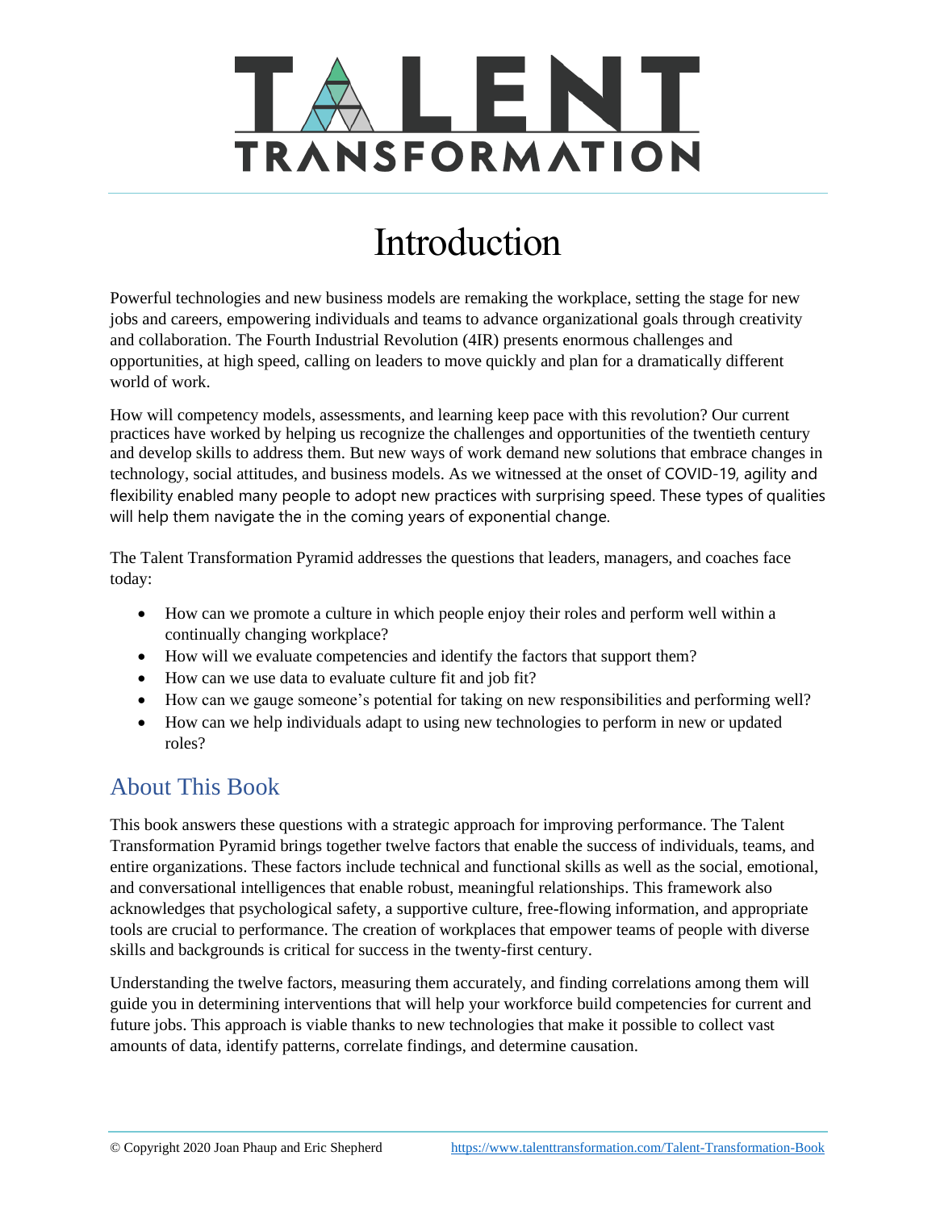# TALENT TRANSFORMATION

# Introduction

Powerful technologies and new business models are remaking the workplace, setting the stage for new jobs and careers, empowering individuals and teams to advance organizational goals through creativity and collaboration. The Fourth Industrial Revolution (4IR) presents enormous challenges and opportunities, at high speed, calling on leaders to move quickly and plan for a dramatically different world of work.

How will competency models, assessments, and learning keep pace with this revolution? Our current practices have worked by helping us recognize the challenges and opportunities of the twentieth century and develop skills to address them. But new ways of work demand new solutions that embrace changes in technology, social attitudes, and business models. As we witnessed at the onset of COVID-19, agility and flexibility enabled many people to adopt new practices with surprising speed. These types of qualities will help them navigate the in the coming years of exponential change.

The Talent Transformation Pyramid addresses the questions that leaders, managers, and coaches face today:

- How can we promote a culture in which people enjoy their roles and perform well within a continually changing workplace?
- How will we evaluate competencies and identify the factors that support them?
- How can we use data to evaluate culture fit and job fit?
- How can we gauge someone's potential for taking on new responsibilities and performing well?
- How can we help individuals adapt to using new technologies to perform in new or updated roles?

## About This Book

This book answers these questions with a strategic approach for improving performance. The Talent Transformation Pyramid brings together twelve factors that enable the success of individuals, teams, and entire organizations. These factors include technical and functional skills as well as the social, emotional, and conversational intelligences that enable robust, meaningful relationships. This framework also acknowledges that psychological safety, a supportive culture, free-flowing information, and appropriate tools are crucial to performance. The creation of workplaces that empower teams of people with diverse skills and backgrounds is critical for success in the twenty-first century.

Understanding the twelve factors, measuring them accurately, and finding correlations among them will guide you in determining interventions that will help your workforce build competencies for current and future jobs. This approach is viable thanks to new technologies that make it possible to collect vast amounts of data, identify patterns, correlate findings, and determine causation.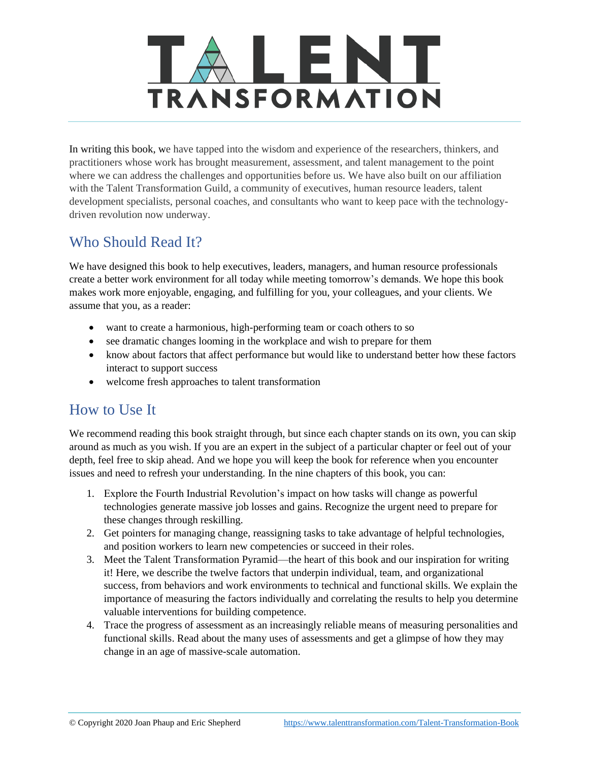In writing this book, we have tapped into the wisdom and experience of the researchers, thinkers, and practitioners whose work has brought measurement, assessment, and talent management to the point where we can address the challenges and opportunities before us. We have also built on our affiliation with the Talent Transformation Guild, a community of executives, human resource leaders, talent development specialists, personal coaches, and consultants who want to keep pace with the technology-driven revolution now underway.

## Who Should Read It?

We have designed this book to help executives, leaders, managers, and human resource professionals create a better work environment for all today while meeting tomorrow's demands. We hope this book makes work more enjoyable, engaging, and fulfilling for you, your colleagues, and your clients. We assume that you, as a reader:

- want to create a harmonious, high-performing team or coach others to so
- see dramatic changes looming in the workplace and wish to prepare for them
- know about factors that affect performance but would like to understand better how these factors interact to support success
- welcome fresh approaches to talent transformation

## How to Use It

We recommend reading this book straight through, but since each chapter stands on its own, you can skip around as much as you wish. If you are an expert in the subject of a particular chapter or feel out of your depth, feel free to skip ahead. And we hope you will keep the book for reference when you encounter issues and need to refresh your understanding. In the nine chapters of this book, you can:

1. Explore the Fourth Industrial Revolution's impact on how tasks will change as powerful technologies generate massive job losses and gains. Recognize the urgent need to prepare for these changes through reskilling.
2. Get pointers for managing change, reassigning tasks to take advantage of helpful technologies, and position workers to learn new competencies or succeed in their roles.
3. Meet the Talent Transformation Pyramid—the heart of this book and our inspiration for writing it! Here, we describe the twelve factors that underpin individual, team, and organizational success, from behaviors and work environments to technical and functional skills. We explain the importance of measuring the factors individually and correlating the results to help you determine valuable interventions for building competence.
4. Trace the progress of assessment as an increasingly reliable means of measuring personalities and functional skills. Read about the many uses of assessments and get a glimpse of how they may change in an age of massive-scale automation.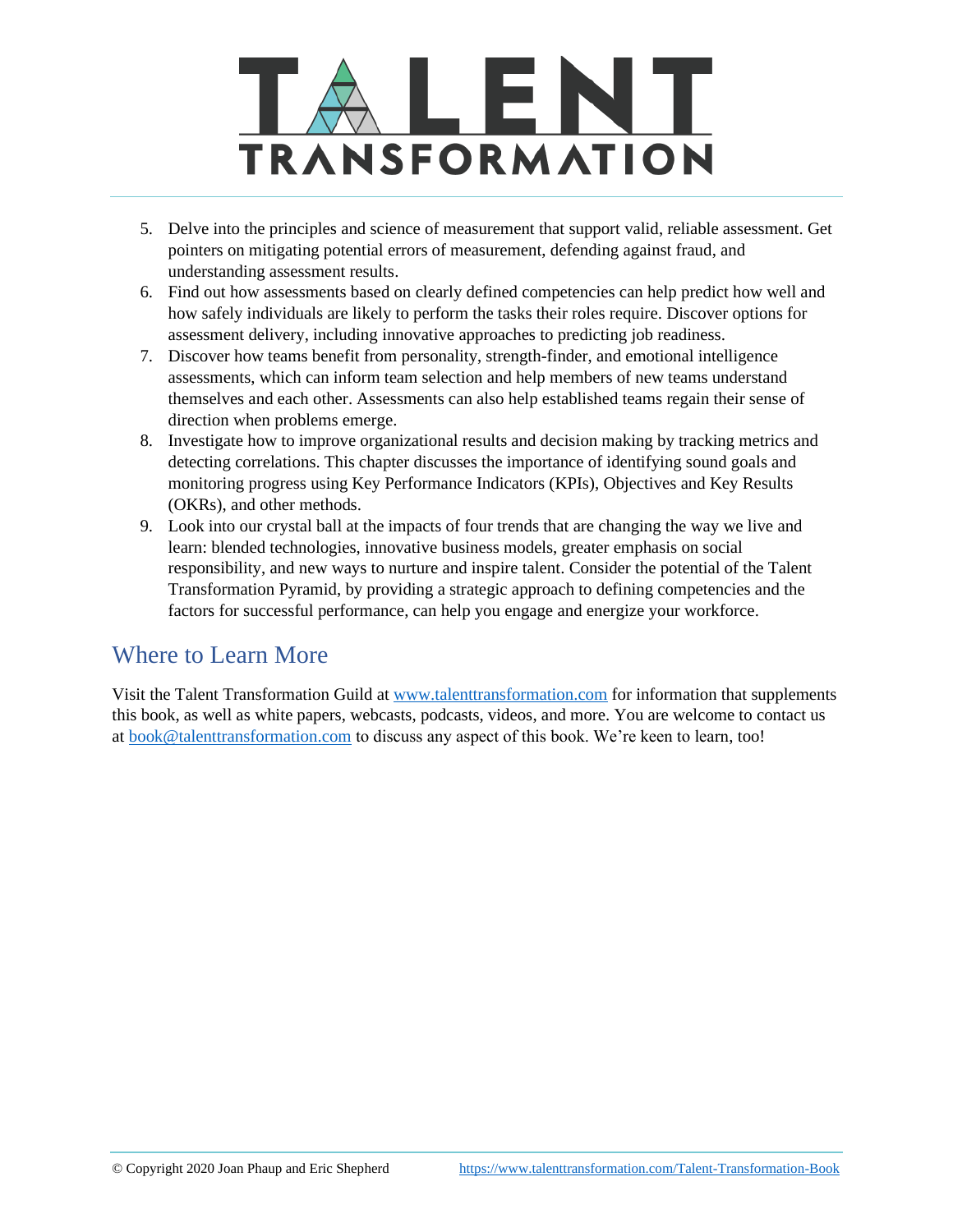5. Delve into the principles and science of measurement that support valid, reliable assessment. Get pointers on mitigating potential errors of measurement, defending against fraud, and understanding assessment results.
6. Find out how assessments based on clearly defined competencies can help predict how well and how safely individuals are likely to perform the tasks their roles require. Discover options for assessment delivery, including innovative approaches to predicting job readiness.
7. Discover how teams benefit from personality, strength-finder, and emotional intelligence assessments, which can inform team selection and help members of new teams understand themselves and each other. Assessments can also help established teams regain their sense of direction when problems emerge.
8. Investigate how to improve organizational results and decision making by tracking metrics and detecting correlations. This chapter discusses the importance of identifying sound goals and monitoring progress using Key Performance Indicators (KPIs), Objectives and Key Results (OKRs), and other methods.
9. Look into our crystal ball at the impacts of four trends that are changing the way we live and learn: blended technologies, innovative business models, greater emphasis on social responsibility, and new ways to nurture and inspire talent. Consider the potential of the Talent Transformation Pyramid, by providing a strategic approach to defining competencies and the factors for successful performance, can help you engage and energize your workforce.

## Where to Learn More

Visit the Talent Transformation Guild at [www.talenttransformation.com](http://www.talenttransformation.com) for information that supplements this book, as well as white papers, webcasts, podcasts, videos, and more. You are welcome to contact us at [book@talenttransformation.com](mailto:book@talenttransformation.com) to discuss any aspect of this book. We're keen to learn, too!